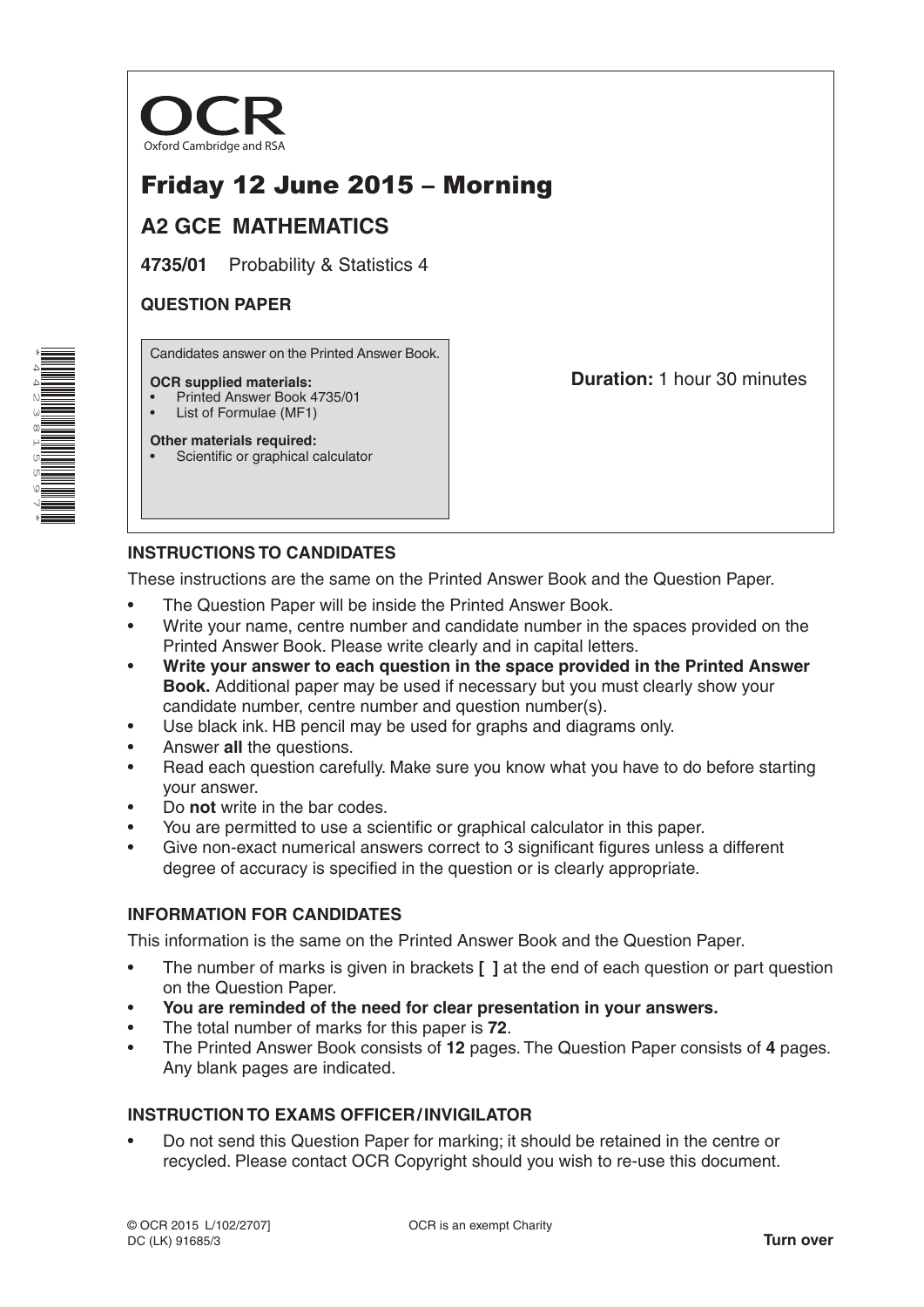OCR

Oxford Cambridge and RSA

# Friday 12 June 2015 – Morning

## A2 GCE MATHEMATICS

**4735/01** Probability & Statistics 4

**QUESTION PAPER**

Candidates answer on the Printed Answer Book.

**OCR supplied materials:**
- Printed Answer Book 4735/01
- List of Formulae (MF1)

**Other materials required:**
- Scientific or graphical calculator

**Duration:** 1 hour 30 minutes

### INSTRUCTIONS TO CANDIDATES

These instructions are the same on the Printed Answer Book and the Question Paper.

- The Question Paper will be inside the Printed Answer Book.
- Write your name, centre number and candidate number in the spaces provided on the Printed Answer Book. Please write clearly and in capital letters.
- **Write your answer to each question in the space provided in the Printed Answer Book.** Additional paper may be used if necessary but you must clearly show your candidate number, centre number and question number(s).
- Use black ink. HB pencil may be used for graphs and diagrams only.
- Answer **all** the questions.
- Read each question carefully. Make sure you know what you have to do before starting your answer.
- Do **not** write in the bar codes.
- You are permitted to use a scientific or graphical calculator in this paper.
- Give non-exact numerical answers correct to 3 significant figures unless a different degree of accuracy is specified in the question or is clearly appropriate.

### INFORMATION FOR CANDIDATES

This information is the same on the Printed Answer Book and the Question Paper.

- The number of marks is given in brackets **[ ]** at the end of each question or part question on the Question Paper.
- **You are reminded of the need for clear presentation in your answers.**
- The total number of marks for this paper is **72**.
- The Printed Answer Book consists of **12** pages. The Question Paper consists of **4** pages. Any blank pages are indicated.

### INSTRUCTION TO EXAMS OFFICER / INVIGILATOR

- Do not send this Question Paper for marking; it should be retained in the centre or recycled. Please contact OCR Copyright should you wish to re-use this document.

© OCR 2015 L/102/2707]
DC (LK) 91685/3

OCR is an exempt Charity

**Turn over**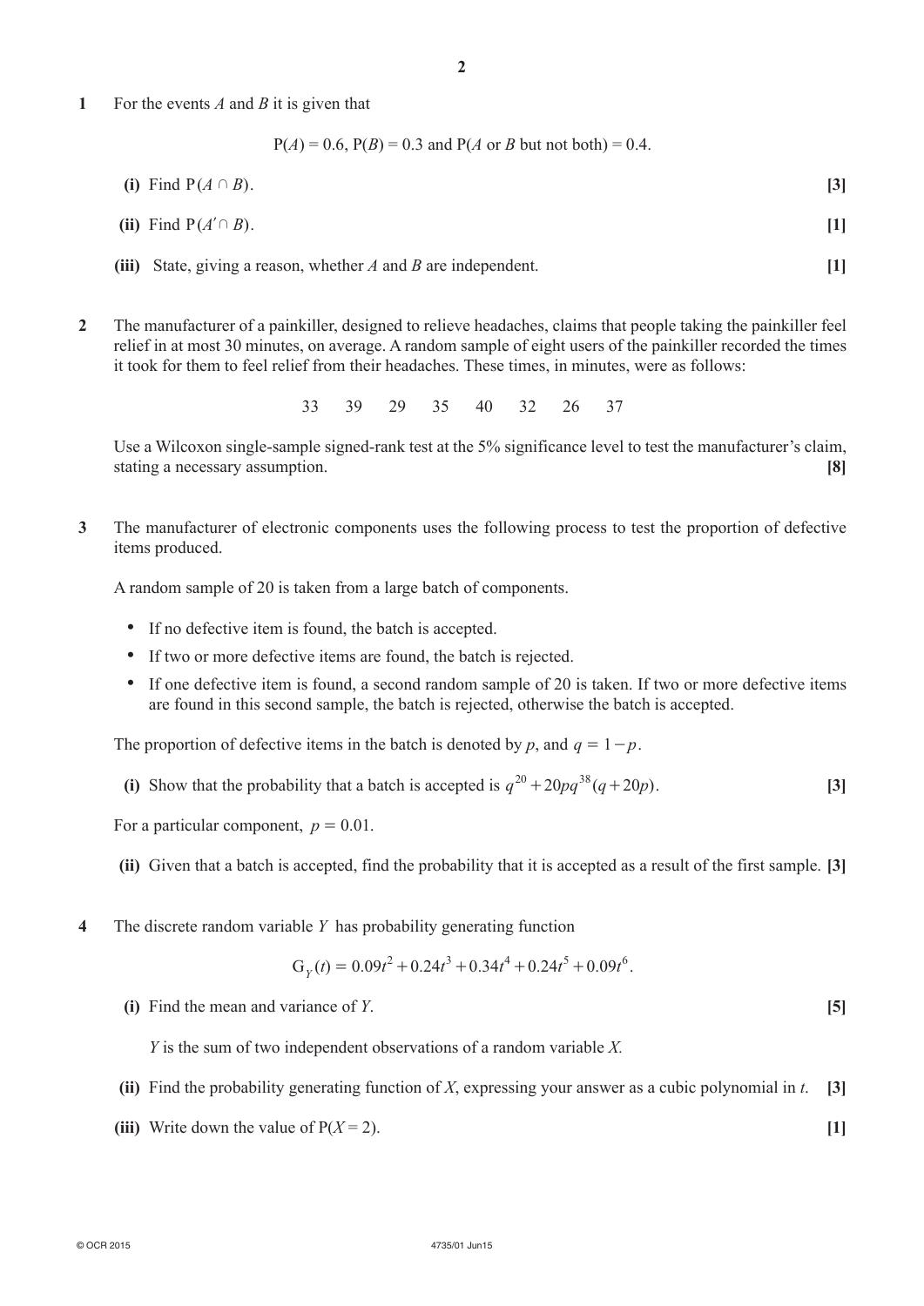**1** For the events $A$ and $B$ it is given that

$$P(A) = 0.6, \; P(B) = 0.3 \text{ and } P(A \text{ or } B \text{ but not both}) = 0.4.$$

**(i)** Find $P(A \cap B)$. **[3]**

**(ii)** Find $P(A' \cap B)$. **[1]**

**(iii)** State, giving a reason, whether $A$ and $B$ are independent. **[1]**

**2** The manufacturer of a painkiller, designed to relieve headaches, claims that people taking the painkiller feel relief in at most 30 minutes, on average. A random sample of eight users of the painkiller recorded the times it took for them to feel relief from their headaches. These times, in minutes, were as follows:

33 39 29 35 40 32 26 37

Use a Wilcoxon single-sample signed-rank test at the 5% significance level to test the manufacturer's claim, stating a necessary assumption. **[8]**

**3** The manufacturer of electronic components uses the following process to test the proportion of defective items produced.

A random sample of 20 is taken from a large batch of components.

- If no defective item is found, the batch is accepted.
- If two or more defective items are found, the batch is rejected.
- If one defective item is found, a second random sample of 20 is taken. If two or more defective items are found in this second sample, the batch is rejected, otherwise the batch is accepted.

The proportion of defective items in the batch is denoted by $p$, and $q = 1 - p$.

**(i)** Show that the probability that a batch is accepted is $q^{20} + 20pq^{38}(q + 20p)$. **[3]**

For a particular component, $p = 0.01$.

**(ii)** Given that a batch is accepted, find the probability that it is accepted as a result of the first sample. **[3]**

**4** The discrete random variable $Y$ has probability generating function

$$G_Y(t) = 0.09t^2 + 0.24t^3 + 0.34t^4 + 0.24t^5 + 0.09t^6.$$

**(i)** Find the mean and variance of $Y$. **[5]**

$Y$ is the sum of two independent observations of a random variable $X$.

**(ii)** Find the probability generating function of $X$, expressing your answer as a cubic polynomial in $t$. **[3]**

**(iii)** Write down the value of $P(X = 2)$. **[1]**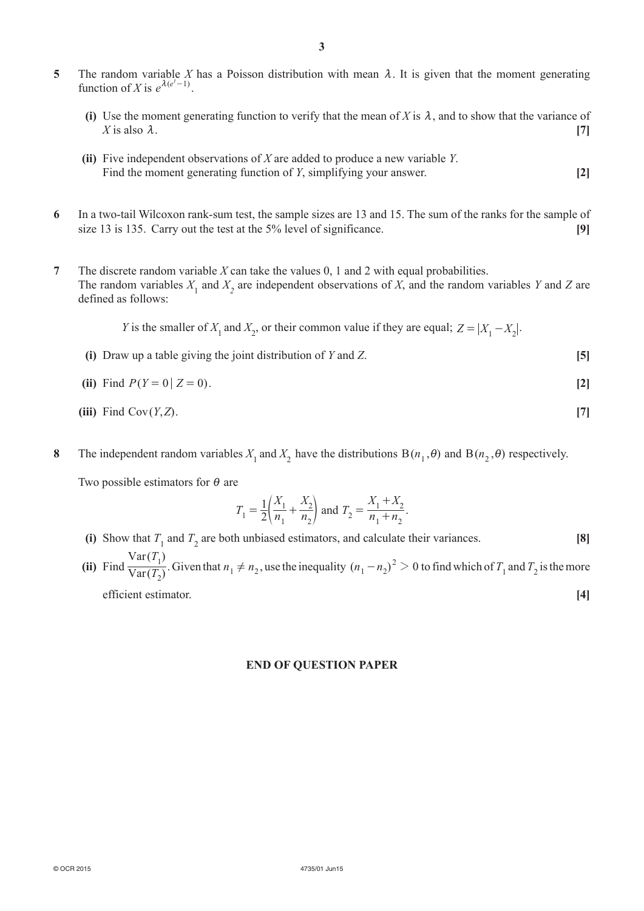**5** The random variable $X$ has a Poisson distribution with mean $\lambda$. It is given that the moment generating function of $X$ is $e^{\lambda(e^t - 1)}$.

**(i)** Use the moment generating function to verify that the mean of $X$ is $\lambda$, and to show that the variance of $X$ is also $\lambda$. **[7]**

**(ii)** Five independent observations of $X$ are added to produce a new variable $Y$.
Find the moment generating function of $Y$, simplifying your answer. **[2]**

**6** In a two-tail Wilcoxon rank-sum test, the sample sizes are 13 and 15. The sum of the ranks for the sample of size 13 is 135. Carry out the test at the 5% level of significance. **[9]**

**7** The discrete random variable $X$ can take the values 0, 1 and 2 with equal probabilities.
The random variables $X_1$ and $X_2$ are independent observations of $X$, and the random variables $Y$ and $Z$ are defined as follows:

$Y$ is the smaller of $X_1$ and $X_2$, or their common value if they are equal; $Z = |X_1 - X_2|$.

**(i)** Draw up a table giving the joint distribution of $Y$ and $Z$. **[5]**

**(ii)** Find $P(Y = 0 \mid Z = 0)$. **[2]**

**(iii)** Find $\text{Cov}(Y, Z)$. **[7]**

**8** The independent random variables $X_1$ and $X_2$ have the distributions $\text{B}(n_1, \theta)$ and $\text{B}(n_2, \theta)$ respectively.

Two possible estimators for $\theta$ are

$$T_1 = \frac{1}{2}\left(\frac{X_1}{n_1} + \frac{X_2}{n_2}\right) \text{ and } T_2 = \frac{X_1 + X_2}{n_1 + n_2}.$$

**(i)** Show that $T_1$ and $T_2$ are both unbiased estimators, and calculate their variances. **[8]**

**(ii)** Find $\dfrac{\text{Var}(T_1)}{\text{Var}(T_2)}$. Given that $n_1 \neq n_2$, use the inequality $(n_1 - n_2)^2 > 0$ to find which of $T_1$ and $T_2$ is the more efficient estimator. **[4]**

**END OF QUESTION PAPER**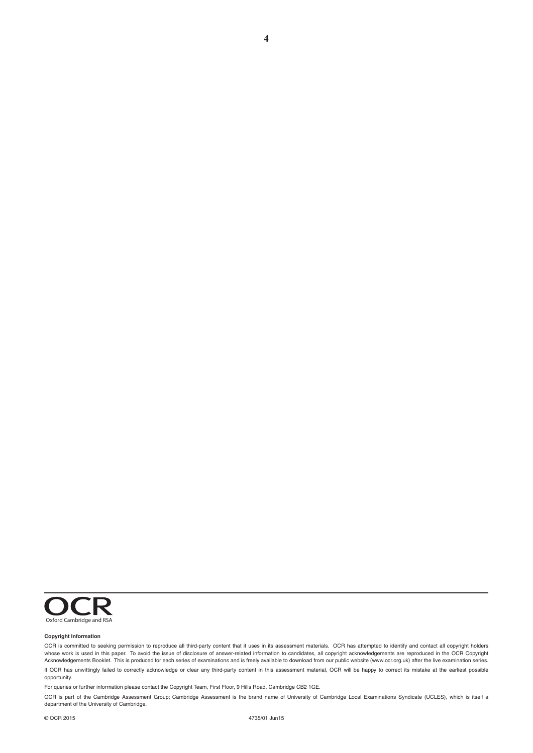OCR
Oxford Cambridge and RSA

**Copyright Information**

OCR is committed to seeking permission to reproduce all third-party content that it uses in its assessment materials. OCR has attempted to identify and contact all copyright holders whose work is used in this paper. To avoid the issue of disclosure of answer-related information to candidates, all copyright acknowledgements are reproduced in the OCR Copyright Acknowledgements Booklet. This is produced for each series of examinations and is freely available to download from our public website (www.ocr.org.uk) after the live examination series.

If OCR has unwittingly failed to correctly acknowledge or clear any third-party content in this assessment material, OCR will be happy to correct its mistake at the earliest possible opportunity.

For queries or further information please contact the Copyright Team, First Floor, 9 Hills Road, Cambridge CB2 1GE.

OCR is part of the Cambridge Assessment Group; Cambridge Assessment is the brand name of University of Cambridge Local Examinations Syndicate (UCLES), which is itself a department of the University of Cambridge.

© OCR 2015 4735/01 Jun15